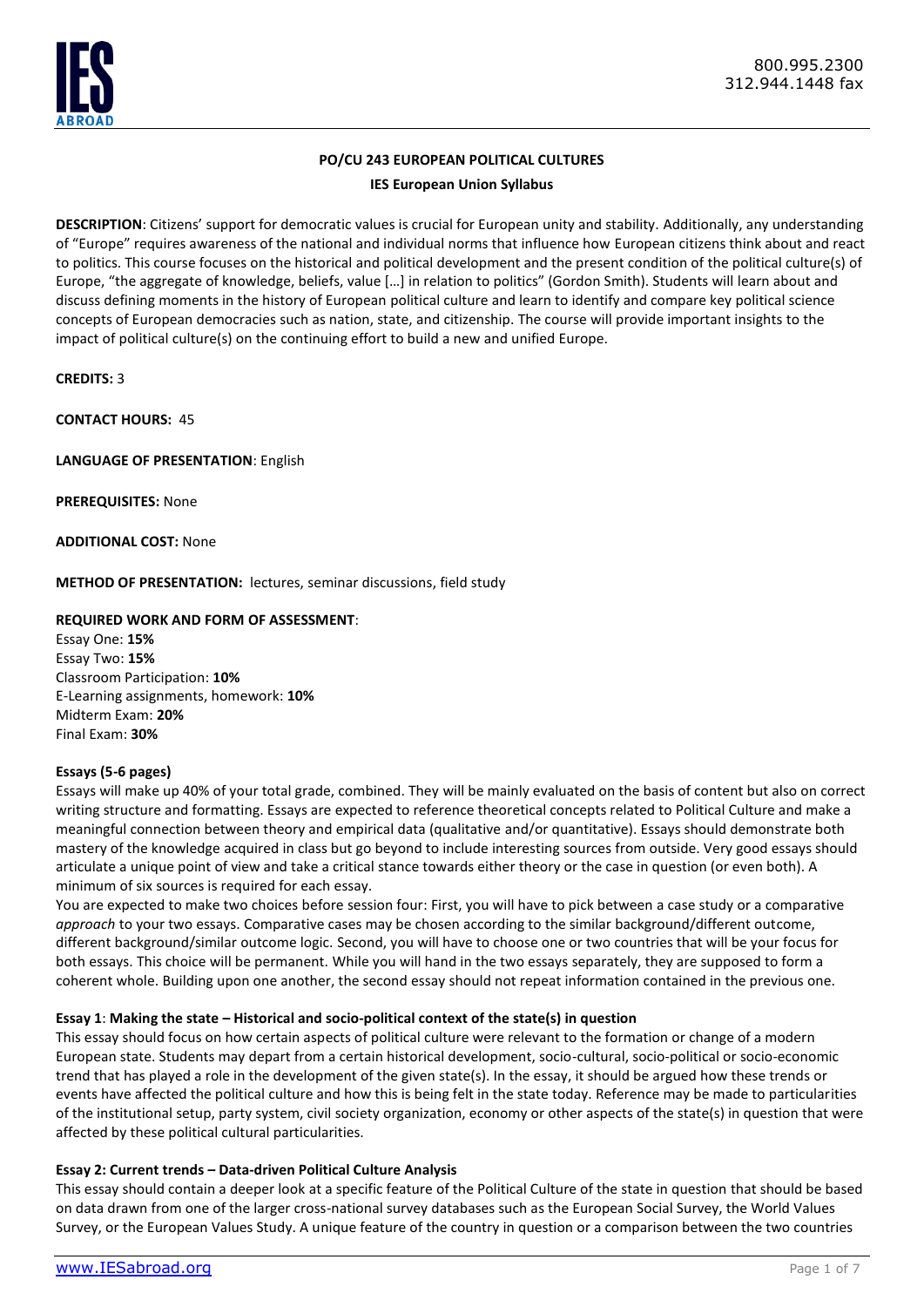# PO/CU 243 EUROPEAN POLITICAL CULTURES

## IES European Union Syllabus

**DESCRIPTION**: Citizens' support for democratic values is crucial for European unity and stability. Additionally, any understanding of "Europe" requires awareness of the national and individual norms that influence how European citizens think about and react to politics. This course focuses on the historical and political development and the present condition of the political culture(s) of Europe, "the aggregate of knowledge, beliefs, value […] in relation to politics" (Gordon Smith). Students will learn about and discuss defining moments in the history of European political culture and learn to identify and compare key political science concepts of European democracies such as nation, state, and citizenship. The course will provide important insights to the impact of political culture(s) on the continuing effort to build a new and unified Europe.

**CREDITS:** 3

**CONTACT HOURS:** 45

**LANGUAGE OF PRESENTATION**: English

**PREREQUISITES:** None

**ADDITIONAL COST:** None

**METHOD OF PRESENTATION:** lectures, seminar discussions, field study

**REQUIRED WORK AND FORM OF ASSESSMENT**:

Essay One: **15%**
Essay Two: **15%**
Classroom Participation: **10%**
E-Learning assignments, homework: **10%**
Midterm Exam: **20%**
Final Exam: **30%**

**Essays (5-6 pages)**

Essays will make up 40% of your total grade, combined. They will be mainly evaluated on the basis of content but also on correct writing structure and formatting. Essays are expected to reference theoretical concepts related to Political Culture and make a meaningful connection between theory and empirical data (qualitative and/or quantitative). Essays should demonstrate both mastery of the knowledge acquired in class but go beyond to include interesting sources from outside. Very good essays should articulate a unique point of view and take a critical stance towards either theory or the case in question (or even both). A minimum of six sources is required for each essay.

You are expected to make two choices before session four: First, you will have to pick between a case study or a comparative *approach* to your two essays. Comparative cases may be chosen according to the similar background/different outcome, different background/similar outcome logic. Second, you will have to choose one or two countries that will be your focus for both essays. This choice will be permanent. While you will hand in the two essays separately, they are supposed to form a coherent whole. Building upon one another, the second essay should not repeat information contained in the previous one.

**Essay 1**: **Making the state – Historical and socio-political context of the state(s) in question**

This essay should focus on how certain aspects of political culture were relevant to the formation or change of a modern European state. Students may depart from a certain historical development, socio-cultural, socio-political or socio-economic trend that has played a role in the development of the given state(s). In the essay, it should be argued how these trends or events have affected the political culture and how this is being felt in the state today. Reference may be made to particularities of the institutional setup, party system, civil society organization, economy or other aspects of the state(s) in question that were affected by these political cultural particularities.

**Essay 2: Current trends – Data-driven Political Culture Analysis**

This essay should contain a deeper look at a specific feature of the Political Culture of the state in question that should be based on data drawn from one of the larger cross-national survey databases such as the European Social Survey, the World Values Survey, or the European Values Study. A unique feature of the country in question or a comparison between the two countries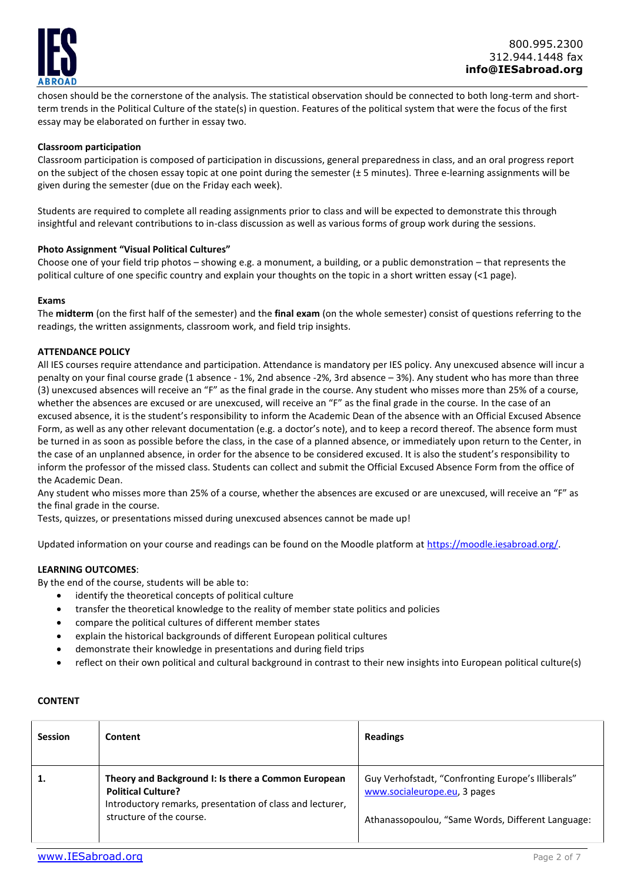chosen should be the cornerstone of the analysis. The statistical observation should be connected to both long-term and short-term trends in the Political Culture of the state(s) in question. Features of the political system that were the focus of the first essay may be elaborated on further in essay two.

**Classroom participation**

Classroom participation is composed of participation in discussions, general preparedness in class, and an oral progress report on the subject of the chosen essay topic at one point during the semester (± 5 minutes). Three e-learning assignments will be given during the semester (due on the Friday each week).

Students are required to complete all reading assignments prior to class and will be expected to demonstrate this through insightful and relevant contributions to in-class discussion as well as various forms of group work during the sessions.

**Photo Assignment "Visual Political Cultures"**

Choose one of your field trip photos – showing e.g. a monument, a building, or a public demonstration – that represents the political culture of one specific country and explain your thoughts on the topic in a short written essay (<1 page).

**Exams**

The **midterm** (on the first half of the semester) and the **final exam** (on the whole semester) consist of questions referring to the readings, the written assignments, classroom work, and field trip insights.

**ATTENDANCE POLICY**

All IES courses require attendance and participation. Attendance is mandatory per IES policy. Any unexcused absence will incur a penalty on your final course grade (1 absence - 1%, 2nd absence -2%, 3rd absence – 3%). Any student who has more than three (3) unexcused absences will receive an "F" as the final grade in the course. Any student who misses more than 25% of a course, whether the absences are excused or are unexcused, will receive an "F" as the final grade in the course. In the case of an excused absence, it is the student's responsibility to inform the Academic Dean of the absence with an Official Excused Absence Form, as well as any other relevant documentation (e.g. a doctor's note), and to keep a record thereof. The absence form must be turned in as soon as possible before the class, in the case of a planned absence, or immediately upon return to the Center, in the case of an unplanned absence, in order for the absence to be considered excused. It is also the student's responsibility to inform the professor of the missed class. Students can collect and submit the Official Excused Absence Form from the office of the Academic Dean.

Any student who misses more than 25% of a course, whether the absences are excused or are unexcused, will receive an "F" as the final grade in the course.

Tests, quizzes, or presentations missed during unexcused absences cannot be made up!

Updated information on your course and readings can be found on the Moodle platform at https://moodle.iesabroad.org/.

**LEARNING OUTCOMES**:

By the end of the course, students will be able to:

- identify the theoretical concepts of political culture
- transfer the theoretical knowledge to the reality of member state politics and policies
- compare the political cultures of different member states
- explain the historical backgrounds of different European political cultures
- demonstrate their knowledge in presentations and during field trips
- reflect on their own political and cultural background in contrast to their new insights into European political culture(s)

**CONTENT**

| Session | Content | Readings |
|---|---|---|
| **1.** | **Theory and Background I: Is there a Common European Political Culture?**<br>Introductory remarks, presentation of class and lecturer, structure of the course. | Guy Verhofstadt, "Confronting Europe's Illiberals" www.socialeurope.eu, 3 pages<br><br>Athanassopoulou, "Same Words, Different Language: |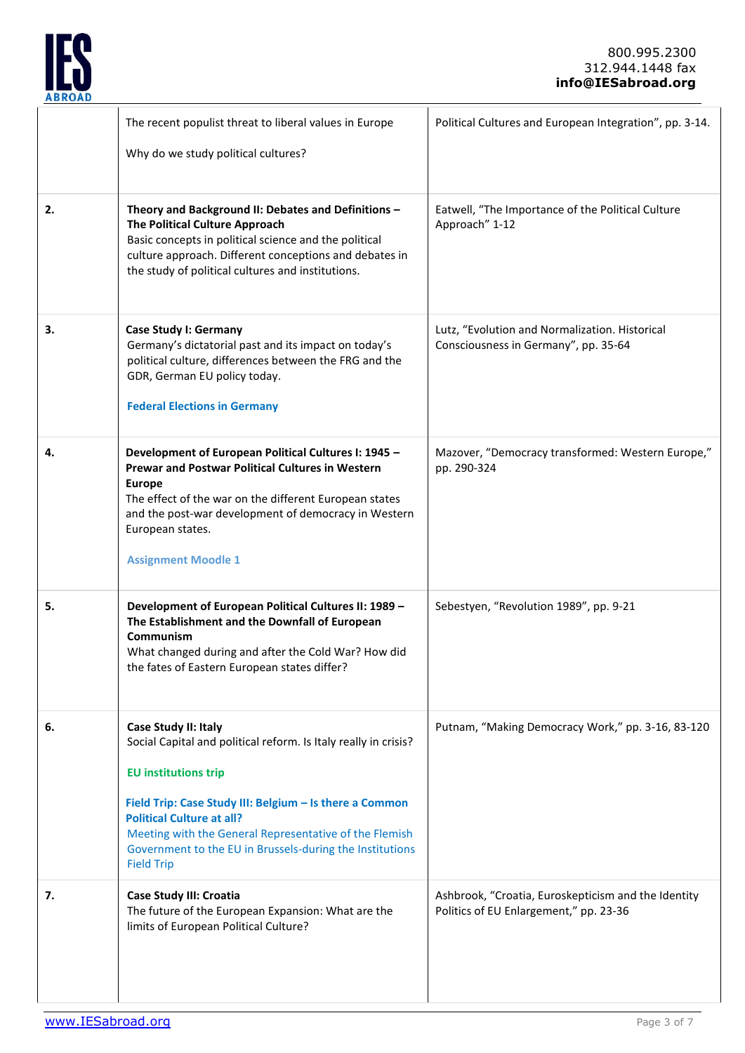| | | |
|---|---|---|
| | The recent populist threat to liberal values in Europe<br><br>Why do we study political cultures? | Political Cultures and European Integration", pp. 3-14. |
| **2.** | **Theory and Background II: Debates and Definitions – The Political Culture Approach**<br>Basic concepts in political science and the political culture approach. Different conceptions and debates in the study of political cultures and institutions. | Eatwell, "The Importance of the Political Culture Approach" 1-12 |
| **3.** | **Case Study I: Germany**<br>Germany's dictatorial past and its impact on today's political culture, differences between the FRG and the GDR, German EU policy today.<br><br>**Federal Elections in Germany** | Lutz, "Evolution and Normalization. Historical Consciousness in Germany", pp. 35-64 |
| **4.** | **Development of European Political Cultures I: 1945 – Prewar and Postwar Political Cultures in Western Europe**<br>The effect of the war on the different European states and the post-war development of democracy in Western European states.<br><br>**Assignment Moodle 1** | Mazover, "Democracy transformed: Western Europe," pp. 290-324 |
| **5.** | **Development of European Political Cultures II: 1989 – The Establishment and the Downfall of European Communism**<br>What changed during and after the Cold War? How did the fates of Eastern European states differ? | Sebestyen, "Revolution 1989", pp. 9-21 |
| **6.** | **Case Study II: Italy**<br>Social Capital and political reform. Is Italy really in crisis?<br><br>**EU institutions trip**<br><br>**Field Trip: Case Study III: Belgium – Is there a Common Political Culture at all?**<br>Meeting with the General Representative of the Flemish Government to the EU in Brussels-during the Institutions Field Trip | Putnam, "Making Democracy Work," pp. 3-16, 83-120 |
| **7.** | **Case Study III: Croatia**<br>The future of the European Expansion: What are the limits of European Political Culture? | Ashbrook, "Croatia, Euroskepticism and the Identity Politics of EU Enlargement," pp. 23-36 |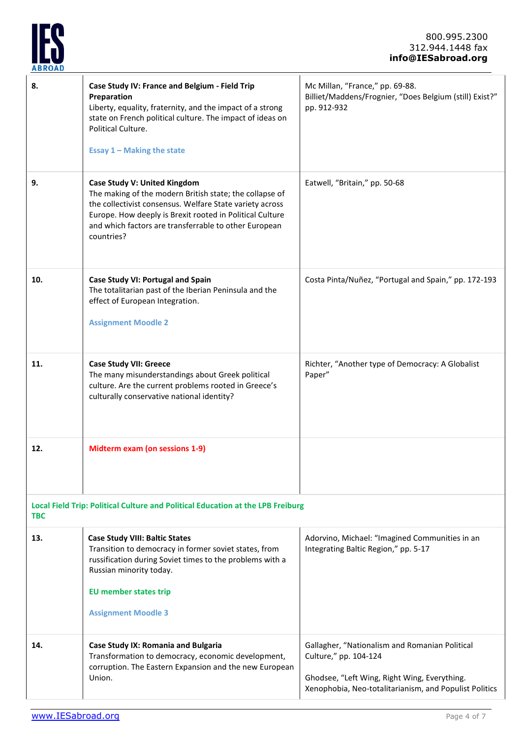| | | |
|---|---|---|
| **8.** | **Case Study IV: France and Belgium - Field Trip Preparation**<br>Liberty, equality, fraternity, and the impact of a strong state on French political culture. The impact of ideas on Political Culture.<br><br>**Essay 1 – Making the state** | Mc Millan, "France," pp. 69-88.<br>Billiet/Maddens/Frognier, "Does Belgium (still) Exist?" pp. 912-932 |
| **9.** | **Case Study V: United Kingdom**<br>The making of the modern British state; the collapse of the collectivist consensus. Welfare State variety across Europe. How deeply is Brexit rooted in Political Culture and which factors are transferrable to other European countries? | Eatwell, "Britain," pp. 50-68 |
| **10.** | **Case Study VI: Portugal and Spain**<br>The totalitarian past of the Iberian Peninsula and the effect of European Integration.<br><br>**Assignment Moodle 2** | Costa Pinta/Nuñez, "Portugal and Spain," pp. 172-193 |
| **11.** | **Case Study VII: Greece**<br>The many misunderstandings about Greek political culture. Are the current problems rooted in Greece's culturally conservative national identity? | Richter, "Another type of Democracy: A Globalist Paper" |
| **12.** | **Midterm exam (on sessions 1-9)** | |
| **Local Field Trip: Political Culture and Political Education at the LPB Freiburg TBC** | | |
| **13.** | **Case Study VIII: Baltic States**<br>Transition to democracy in former soviet states, from russification during Soviet times to the problems with a Russian minority today.<br><br>**EU member states trip**<br><br>**Assignment Moodle 3** | Adorvino, Michael: "Imagined Communities in an Integrating Baltic Region," pp. 5-17 |
| **14.** | **Case Study IX: Romania and Bulgaria**<br>Transformation to democracy, economic development, corruption. The Eastern Expansion and the new European Union. | Gallagher, "Nationalism and Romanian Political Culture," pp. 104-124<br><br>Ghodsee, "Left Wing, Right Wing, Everything. Xenophobia, Neo-totalitarianism, and Populist Politics |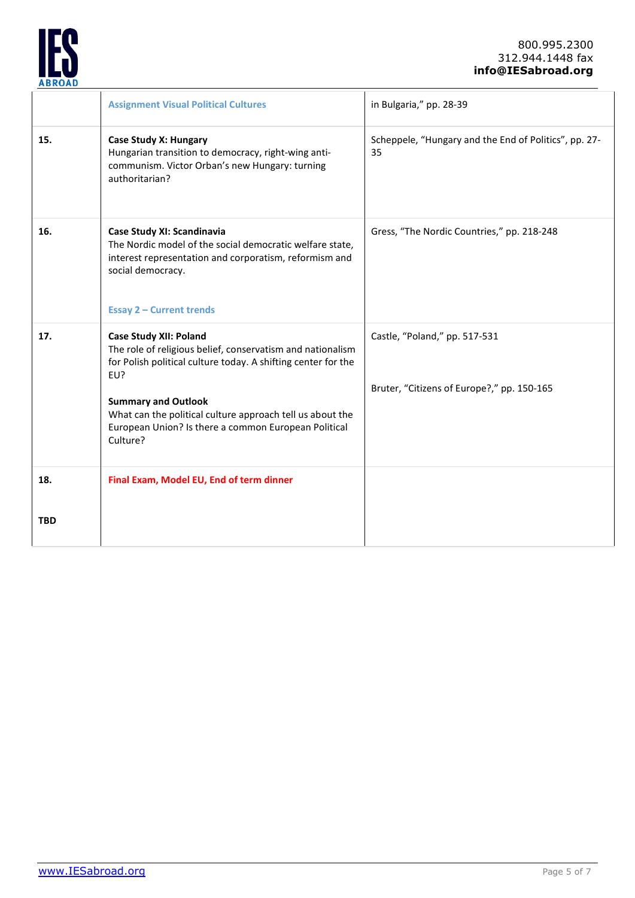| | | |
|---|---|---|
| | **Assignment Visual Political Cultures** | in Bulgaria," pp. 28-39 |
| **15.** | **Case Study X: Hungary**<br>Hungarian transition to democracy, right-wing anti-communism. Victor Orban's new Hungary: turning authoritarian? | Scheppele, "Hungary and the End of Politics", pp. 27-35 |
| **16.** | **Case Study XI: Scandinavia**<br>The Nordic model of the social democratic welfare state, interest representation and corporatism, reformism and social democracy.<br><br>**Essay 2 – Current trends** | Gress, "The Nordic Countries," pp. 218-248 |
| **17.** | **Case Study XII: Poland**<br>The role of religious belief, conservatism and nationalism for Polish political culture today. A shifting center for the EU?<br><br>**Summary and Outlook**<br>What can the political culture approach tell us about the European Union? Is there a common European Political Culture? | Castle, "Poland," pp. 517-531<br><br>Bruter, "Citizens of Europe?," pp. 150-165 |
| **18.**<br><br>**TBD** | **Final Exam, Model EU, End of term dinner** | |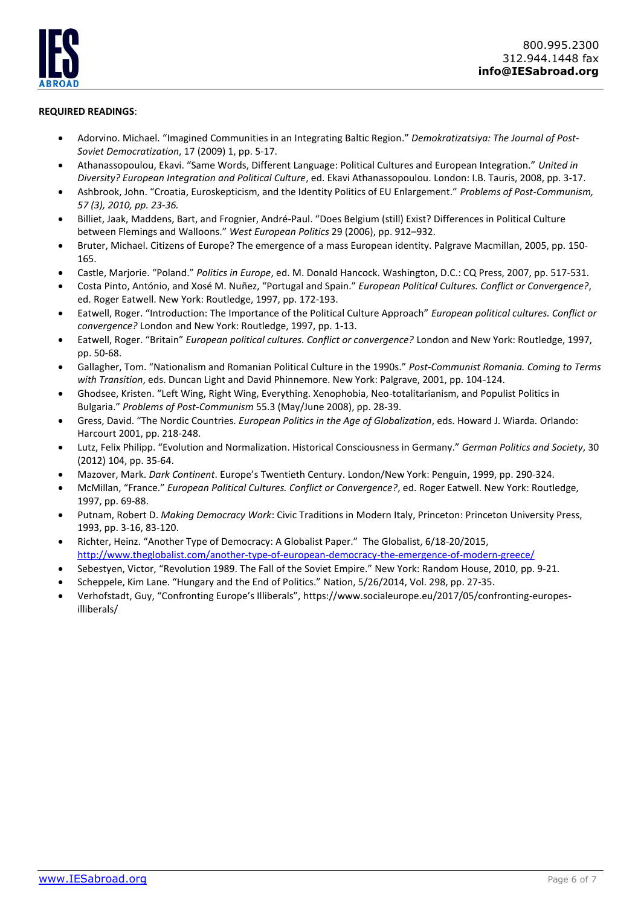**REQUIRED READINGS**:

- Adorvino. Michael. "Imagined Communities in an Integrating Baltic Region." *Demokratizatsiya: The Journal of Post-Soviet Democratization*, 17 (2009) 1, pp. 5-17.
- Athanassopoulou, Ekavi. "Same Words, Different Language: Political Cultures and European Integration." *United in Diversity? European Integration and Political Culture*, ed. Ekavi Athanassopoulou. London: I.B. Tauris, 2008, pp. 3-17.
- Ashbrook, John. "Croatia, Euroskepticism, and the Identity Politics of EU Enlargement." *Problems of Post-Communism, 57 (3), 2010, pp. 23-36.*
- Billiet, Jaak, Maddens, Bart, and Frognier, André-Paul. "Does Belgium (still) Exist? Differences in Political Culture between Flemings and Walloons." *West European Politics* 29 (2006), pp. 912–932.
- Bruter, Michael. Citizens of Europe? The emergence of a mass European identity. Palgrave Macmillan, 2005, pp. 150-165.
- Castle, Marjorie. "Poland." *Politics in Europe*, ed. M. Donald Hancock. Washington, D.C.: CQ Press, 2007, pp. 517-531.
- Costa Pinto, António, and Xosé M. Nuñez, "Portugal and Spain." *European Political Cultures. Conflict or Convergence?*, ed. Roger Eatwell. New York: Routledge, 1997, pp. 172-193.
- Eatwell, Roger. "Introduction: The Importance of the Political Culture Approach" *European political cultures. Conflict or convergence?* London and New York: Routledge, 1997, pp. 1-13.
- Eatwell, Roger. "Britain" *European political cultures. Conflict or convergence?* London and New York: Routledge, 1997, pp. 50-68.
- Gallagher, Tom. "Nationalism and Romanian Political Culture in the 1990s." *Post-Communist Romania. Coming to Terms with Transition*, eds. Duncan Light and David Phinnemore. New York: Palgrave, 2001, pp. 104-124.
- Ghodsee, Kristen. "Left Wing, Right Wing, Everything. Xenophobia, Neo-totalitarianism, and Populist Politics in Bulgaria." *Problems of Post-Communism* 55.3 (May/June 2008), pp. 28-39.
- Gress, David. "The Nordic Countries. *European Politics in the Age of Globalization*, eds. Howard J. Wiarda. Orlando: Harcourt 2001, pp. 218-248.
- Lutz, Felix Philipp. "Evolution and Normalization. Historical Consciousness in Germany." *German Politics and Society*, 30 (2012) 104, pp. 35-64.
- Mazover, Mark. *Dark Continent*. Europe's Twentieth Century. London/New York: Penguin, 1999, pp. 290-324.
- McMillan, "France." *European Political Cultures. Conflict or Convergence?*, ed. Roger Eatwell. New York: Routledge, 1997, pp. 69-88.
- Putnam, Robert D. *Making Democracy Work*: Civic Traditions in Modern Italy, Princeton: Princeton University Press, 1993, pp. 3-16, 83-120.
- Richter, Heinz. "Another Type of Democracy: A Globalist Paper." The Globalist, 6/18-20/2015, http://www.theglobalist.com/another-type-of-european-democracy-the-emergence-of-modern-greece/
- Sebestyen, Victor, "Revolution 1989. The Fall of the Soviet Empire." New York: Random House, 2010, pp. 9-21.
- Scheppele, Kim Lane. "Hungary and the End of Politics." Nation, 5/26/2014, Vol. 298, pp. 27-35.
- Verhofstadt, Guy, "Confronting Europe's Illiberals", https://www.socialeurope.eu/2017/05/confronting-europes-illiberals/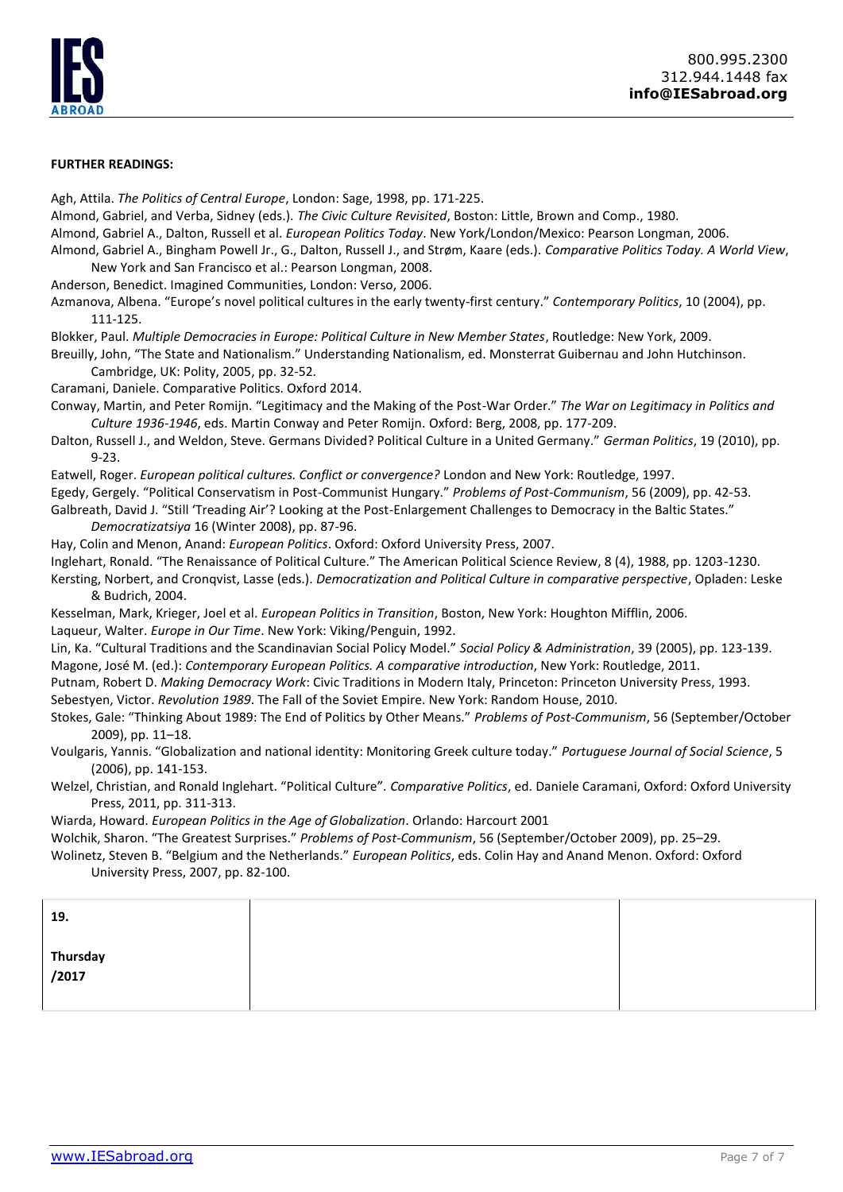**FURTHER READINGS:**

Agh, Attila. *The Politics of Central Europe*, London: Sage, 1998, pp. 171-225.

Almond, Gabriel, and Verba, Sidney (eds.). *The Civic Culture Revisited*, Boston: Little, Brown and Comp., 1980.

Almond, Gabriel A., Dalton, Russell et al. *European Politics Today*. New York/London/Mexico: Pearson Longman, 2006.

Almond, Gabriel A., Bingham Powell Jr., G., Dalton, Russell J., and Strøm, Kaare (eds.). *Comparative Politics Today. A World View*, New York and San Francisco et al.: Pearson Longman, 2008.

Anderson, Benedict. Imagined Communities, London: Verso, 2006.

Azmanova, Albena. "Europe's novel political cultures in the early twenty-first century." *Contemporary Politics*, 10 (2004), pp. 111-125.

Blokker, Paul. *Multiple Democracies in Europe: Political Culture in New Member States*, Routledge: New York, 2009.

Breuilly, John, "The State and Nationalism." Understanding Nationalism, ed. Monsterrat Guibernau and John Hutchinson. Cambridge, UK: Polity, 2005, pp. 32-52.

Caramani, Daniele. Comparative Politics. Oxford 2014.

Conway, Martin, and Peter Romijn. "Legitimacy and the Making of the Post-War Order." *The War on Legitimacy in Politics and Culture 1936-1946*, eds. Martin Conway and Peter Romijn. Oxford: Berg, 2008, pp. 177-209.

Dalton, Russell J., and Weldon, Steve. Germans Divided? Political Culture in a United Germany." *German Politics*, 19 (2010), pp. 9-23.

Eatwell, Roger. *European political cultures. Conflict or convergence?* London and New York: Routledge, 1997.

Egedy, Gergely. "Political Conservatism in Post-Communist Hungary." *Problems of Post-Communism*, 56 (2009), pp. 42-53.

Galbreath, David J. "Still 'Treading Air'? Looking at the Post-Enlargement Challenges to Democracy in the Baltic States." *Democratizatsiya* 16 (Winter 2008), pp. 87-96.

Hay, Colin and Menon, Anand: *European Politics*. Oxford: Oxford University Press, 2007.

Inglehart, Ronald. "The Renaissance of Political Culture." The American Political Science Review, 8 (4), 1988, pp. 1203-1230.

Kersting, Norbert, and Cronqvist, Lasse (eds.). *Democratization and Political Culture in comparative perspective*, Opladen: Leske & Budrich, 2004.

Kesselman, Mark, Krieger, Joel et al. *European Politics in Transition*, Boston, New York: Houghton Mifflin, 2006.

Laqueur, Walter. *Europe in Our Time*. New York: Viking/Penguin, 1992.

Lin, Ka. "Cultural Traditions and the Scandinavian Social Policy Model." *Social Policy & Administration*, 39 (2005), pp. 123-139.

Magone, José M. (ed.): *Contemporary European Politics. A comparative introduction*, New York: Routledge, 2011.

Putnam, Robert D. *Making Democracy Work*: Civic Traditions in Modern Italy, Princeton: Princeton University Press, 1993.

Sebestyen, Victor. *Revolution 1989*. The Fall of the Soviet Empire. New York: Random House, 2010.

Stokes, Gale: "Thinking About 1989: The End of Politics by Other Means." *Problems of Post-Communism*, 56 (September/October 2009), pp. 11–18.

Voulgaris, Yannis. "Globalization and national identity: Monitoring Greek culture today." *Portuguese Journal of Social Science*, 5 (2006), pp. 141-153.

Welzel, Christian, and Ronald Inglehart. "Political Culture". *Comparative Politics*, ed. Daniele Caramani, Oxford: Oxford University Press, 2011, pp. 311-313.

Wiarda, Howard. *European Politics in the Age of Globalization*. Orlando: Harcourt 2001

Wolchik, Sharon. "The Greatest Surprises." *Problems of Post-Communism*, 56 (September/October 2009), pp. 25–29.

Wolinetz, Steven B. "Belgium and the Netherlands." *European Politics*, eds. Colin Hay and Anand Menon. Oxford: Oxford University Press, 2007, pp. 82-100.

| | | |
|---|---|---|
| **19.**<br><br>**Thursday /2017** | | |